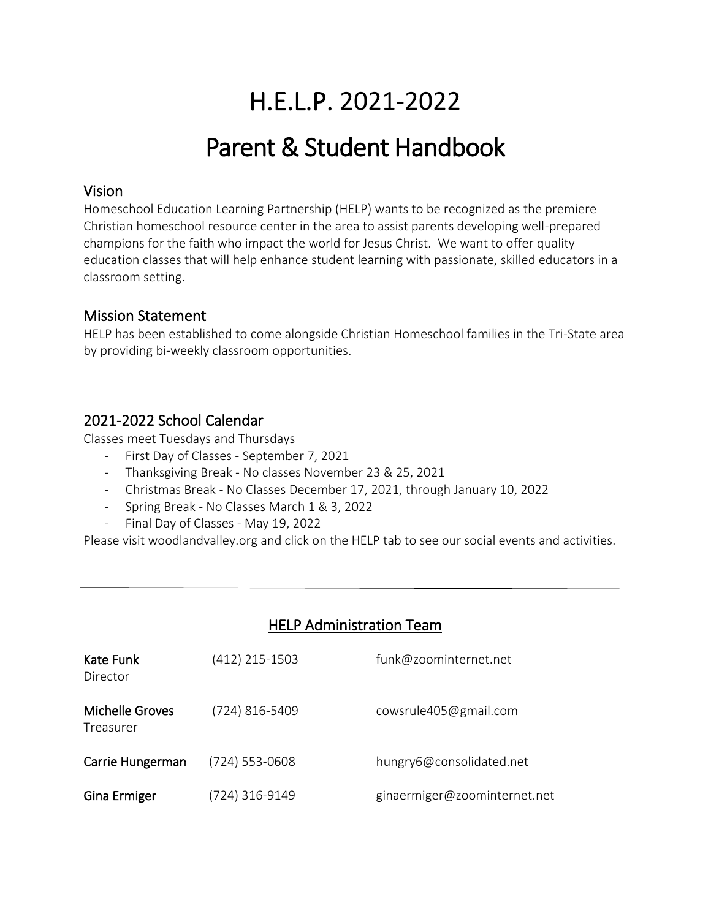# H.E.L.P. 2021-2022

# Parent & Student Handbook

## Vision

Homeschool Education Learning Partnership (HELP) wants to be recognized as the premiere Christian homeschool resource center in the area to assist parents developing well-prepared champions for the faith who impact the world for Jesus Christ. We want to offer quality education classes that will help enhance student learning with passionate, skilled educators in a classroom setting.

## Mission Statement

HELP has been established to come alongside Christian Homeschool families in the Tri-State area by providing bi-weekly classroom opportunities.

---

## 2021-2022 School Calendar

Classes meet Tuesdays and Thursdays

- First Day of Classes - September 7, 2021
- Thanksgiving Break - No classes November 23 & 25, 2021
- Christmas Break - No Classes December 17, 2021, through January 10, 2022
- Spring Break - No Classes March 1 & 3, 2022
- Final Day of Classes - May 19, 2022

Please visit woodlandvalley.org and click on the HELP tab to see our social events and activities.

---

## HELP Administration Team

| Name | Phone | Email |
|---|---|---|
| **Kate Funk**<br>Director | (412) 215-1503 | funk@zoominternet.net |
| **Michelle Groves**<br>Treasurer | (724) 816-5409 | cowsrule405@gmail.com |
| **Carrie Hungerman** | (724) 553-0608 | hungry6@consolidated.net |
| **Gina Ermiger** | (724) 316-9149 | ginaermiger@zoominternet.net |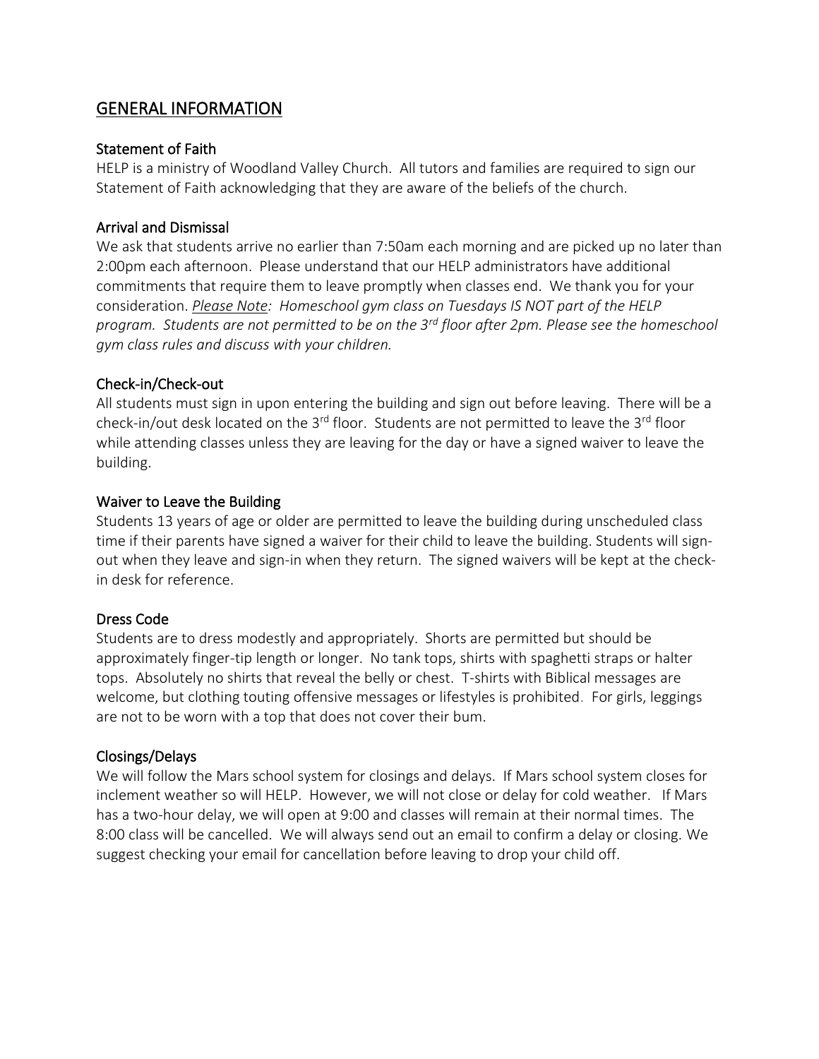## GENERAL INFORMATION

### Statement of Faith

HELP is a ministry of Woodland Valley Church. All tutors and families are required to sign our Statement of Faith acknowledging that they are aware of the beliefs of the church.

### Arrival and Dismissal

We ask that students arrive no earlier than 7:50am each morning and are picked up no later than 2:00pm each afternoon. Please understand that our HELP administrators have additional commitments that require them to leave promptly when classes end. We thank you for your consideration. *<u>Please Note</u>: Homeschool gym class on Tuesdays IS NOT part of the HELP program. Students are not permitted to be on the 3rd floor after 2pm. Please see the homeschool gym class rules and discuss with your children.*

### Check-in/Check-out

All students must sign in upon entering the building and sign out before leaving. There will be a check-in/out desk located on the 3rd floor. Students are not permitted to leave the 3rd floor while attending classes unless they are leaving for the day or have a signed waiver to leave the building.

### Waiver to Leave the Building

Students 13 years of age or older are permitted to leave the building during unscheduled class time if their parents have signed a waiver for their child to leave the building. Students will sign-out when they leave and sign-in when they return. The signed waivers will be kept at the check-in desk for reference.

### Dress Code

Students are to dress modestly and appropriately. Shorts are permitted but should be approximately finger-tip length or longer. No tank tops, shirts with spaghetti straps or halter tops. Absolutely no shirts that reveal the belly or chest. T-shirts with Biblical messages are welcome, but clothing touting offensive messages or lifestyles is prohibited. For girls, leggings are not to be worn with a top that does not cover their bum.

### Closings/Delays

We will follow the Mars school system for closings and delays. If Mars school system closes for inclement weather so will HELP. However, we will not close or delay for cold weather. If Mars has a two-hour delay, we will open at 9:00 and classes will remain at their normal times. The 8:00 class will be cancelled. We will always send out an email to confirm a delay or closing. We suggest checking your email for cancellation before leaving to drop your child off.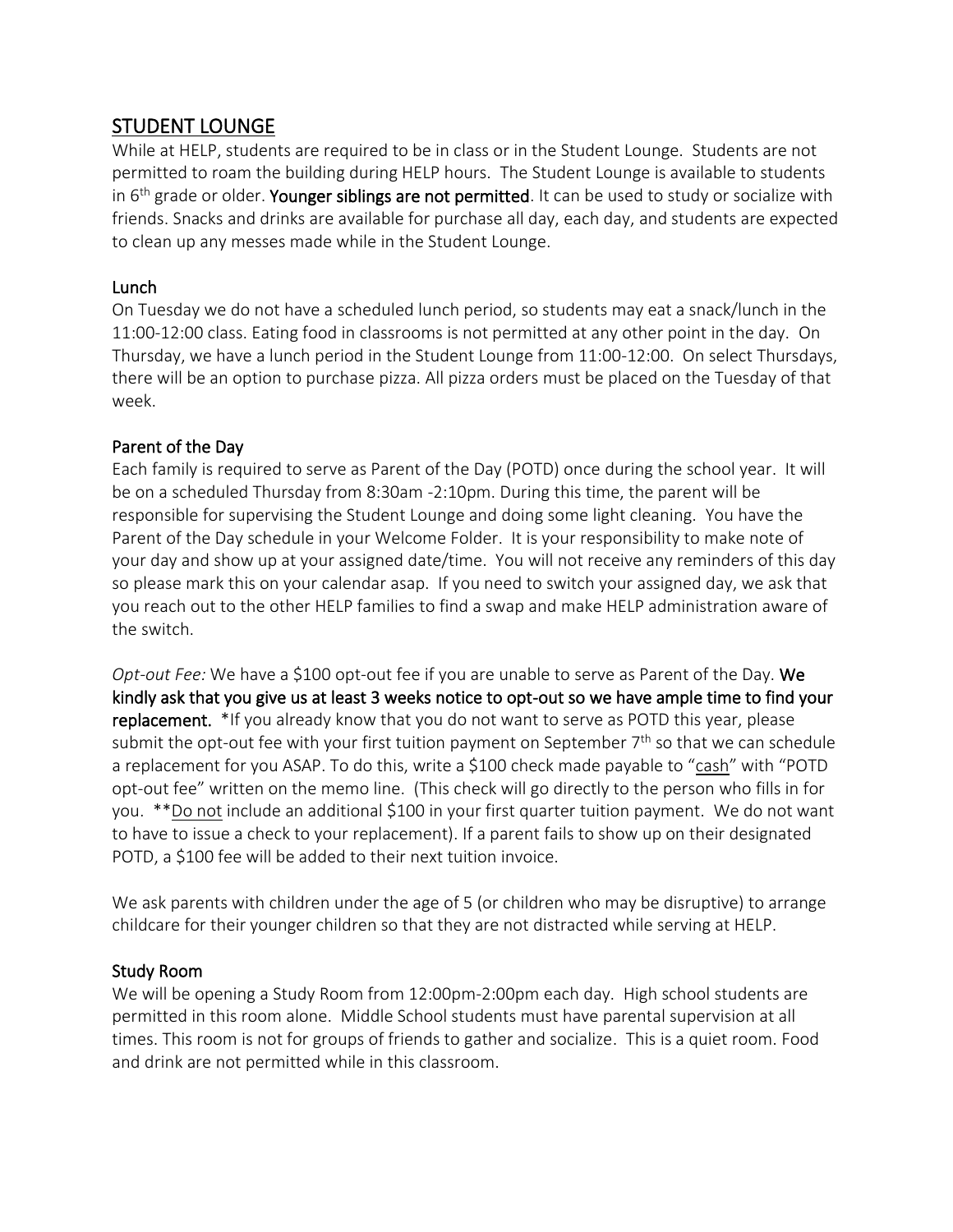## STUDENT LOUNGE

While at HELP, students are required to be in class or in the Student Lounge. Students are not permitted to roam the building during HELP hours. The Student Lounge is available to students in 6th grade or older. **Younger siblings are not permitted**. It can be used to study or socialize with friends. Snacks and drinks are available for purchase all day, each day, and students are expected to clean up any messes made while in the Student Lounge.

### Lunch

On Tuesday we do not have a scheduled lunch period, so students may eat a snack/lunch in the 11:00-12:00 class. Eating food in classrooms is not permitted at any other point in the day. On Thursday, we have a lunch period in the Student Lounge from 11:00-12:00. On select Thursdays, there will be an option to purchase pizza. All pizza orders must be placed on the Tuesday of that week.

### Parent of the Day

Each family is required to serve as Parent of the Day (POTD) once during the school year. It will be on a scheduled Thursday from 8:30am -2:10pm. During this time, the parent will be responsible for supervising the Student Lounge and doing some light cleaning. You have the Parent of the Day schedule in your Welcome Folder. It is your responsibility to make note of your day and show up at your assigned date/time. You will not receive any reminders of this day so please mark this on your calendar asap. If you need to switch your assigned day, we ask that you reach out to the other HELP families to find a swap and make HELP administration aware of the switch.

*Opt-out Fee:* We have a $100 opt-out fee if you are unable to serve as Parent of the Day. **We kindly ask that you give us at least 3 weeks notice to opt-out so we have ample time to find your replacement.** *If you already know that you do not want to serve as POTD this year, please submit the opt-out fee with your first tuition payment on September 7th so that we can schedule a replacement for you ASAP. To do this, write a $100 check made payable to "cash" with "POTD opt-out fee" written on the memo line. (This check will go directly to the person who fills in for you. **Do not include an additional $100 in your first quarter tuition payment. We do not want to have to issue a check to your replacement). If a parent fails to show up on their designated POTD, a $100 fee will be added to their next tuition invoice.

We ask parents with children under the age of 5 (or children who may be disruptive) to arrange childcare for their younger children so that they are not distracted while serving at HELP.

### Study Room

We will be opening a Study Room from 12:00pm-2:00pm each day. High school students are permitted in this room alone. Middle School students must have parental supervision at all times. This room is not for groups of friends to gather and socialize. This is a quiet room. Food and drink are not permitted while in this classroom.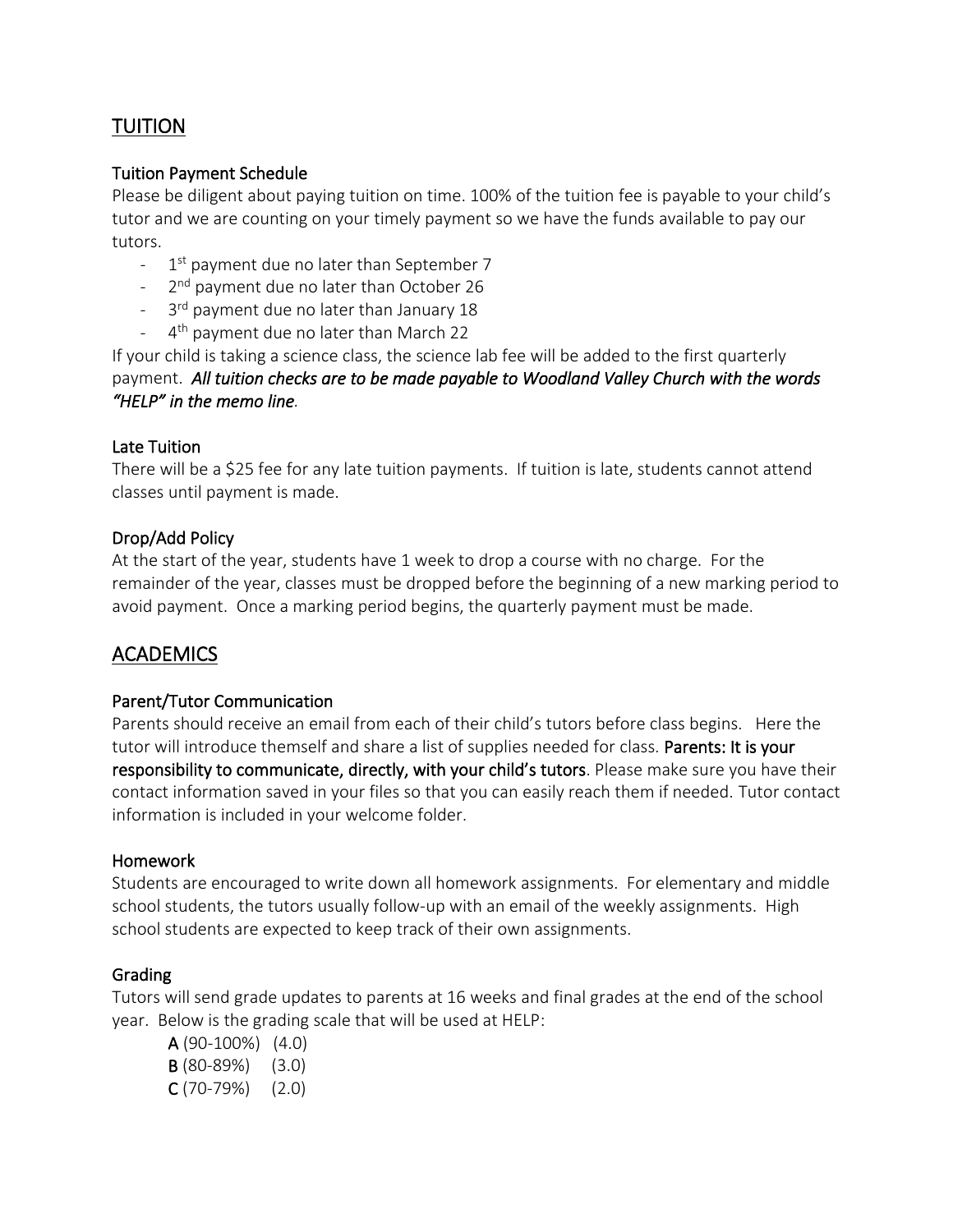## TUITION

### Tuition Payment Schedule

Please be diligent about paying tuition on time. 100% of the tuition fee is payable to your child's tutor and we are counting on your timely payment so we have the funds available to pay our tutors.

- 1st payment due no later than September 7
- 2nd payment due no later than October 26
- 3rd payment due no later than January 18
- 4th payment due no later than March 22

If your child is taking a science class, the science lab fee will be added to the first quarterly payment. ***All tuition checks are to be made payable to Woodland Valley Church with the words "HELP" in the memo line***.

### Late Tuition

There will be a $25 fee for any late tuition payments. If tuition is late, students cannot attend classes until payment is made.

### Drop/Add Policy

At the start of the year, students have 1 week to drop a course with no charge. For the remainder of the year, classes must be dropped before the beginning of a new marking period to avoid payment. Once a marking period begins, the quarterly payment must be made.

## ACADEMICS

### Parent/Tutor Communication

Parents should receive an email from each of their child's tutors before class begins. Here the tutor will introduce themself and share a list of supplies needed for class. **Parents: It is your responsibility to communicate, directly, with your child's tutors**. Please make sure you have their contact information saved in your files so that you can easily reach them if needed. Tutor contact information is included in your welcome folder.

### Homework

Students are encouraged to write down all homework assignments. For elementary and middle school students, the tutors usually follow-up with an email of the weekly assignments. High school students are expected to keep track of their own assignments.

### Grading

Tutors will send grade updates to parents at 16 weeks and final grades at the end of the school year. Below is the grading scale that will be used at HELP:

**A** (90-100%) (4.0)
**B** (80-89%) (3.0)
**C** (70-79%) (2.0)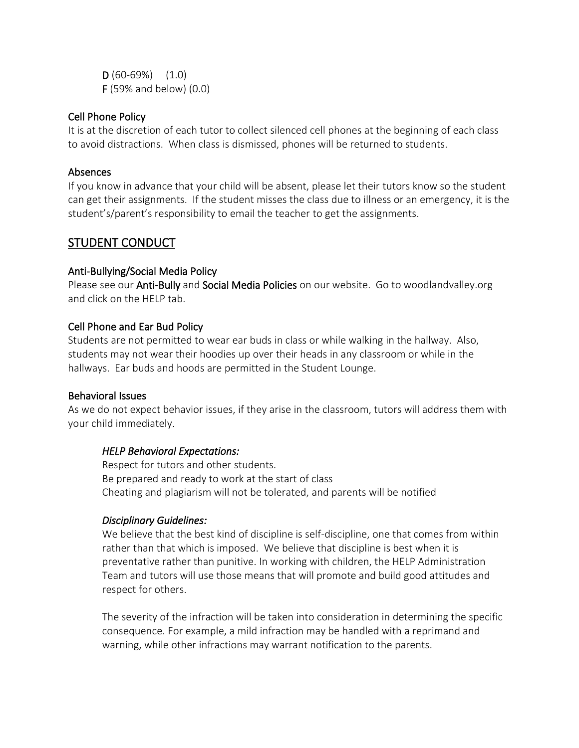**D** (60-69%) (1.0)
**F** (59% and below) (0.0)

### Cell Phone Policy

It is at the discretion of each tutor to collect silenced cell phones at the beginning of each class to avoid distractions. When class is dismissed, phones will be returned to students.

### Absences

If you know in advance that your child will be absent, please let their tutors know so the student can get their assignments. If the student misses the class due to illness or an emergency, it is the student's/parent's responsibility to email the teacher to get the assignments.

## STUDENT CONDUCT

### Anti-Bullying/Social Media Policy

Please see our **Anti-Bully** and **Social Media Policies** on our website. Go to woodlandvalley.org and click on the HELP tab.

### Cell Phone and Ear Bud Policy

Students are not permitted to wear ear buds in class or while walking in the hallway. Also, students may not wear their hoodies up over their heads in any classroom or while in the hallways. Ear buds and hoods are permitted in the Student Lounge.

### Behavioral Issues

As we do not expect behavior issues, if they arise in the classroom, tutors will address them with your child immediately.

*HELP Behavioral Expectations:*

Respect for tutors and other students.
Be prepared and ready to work at the start of class
Cheating and plagiarism will not be tolerated, and parents will be notified

*Disciplinary Guidelines:*

We believe that the best kind of discipline is self-discipline, one that comes from within rather than that which is imposed. We believe that discipline is best when it is preventative rather than punitive. In working with children, the HELP Administration Team and tutors will use those means that will promote and build good attitudes and respect for others.

The severity of the infraction will be taken into consideration in determining the specific consequence. For example, a mild infraction may be handled with a reprimand and warning, while other infractions may warrant notification to the parents.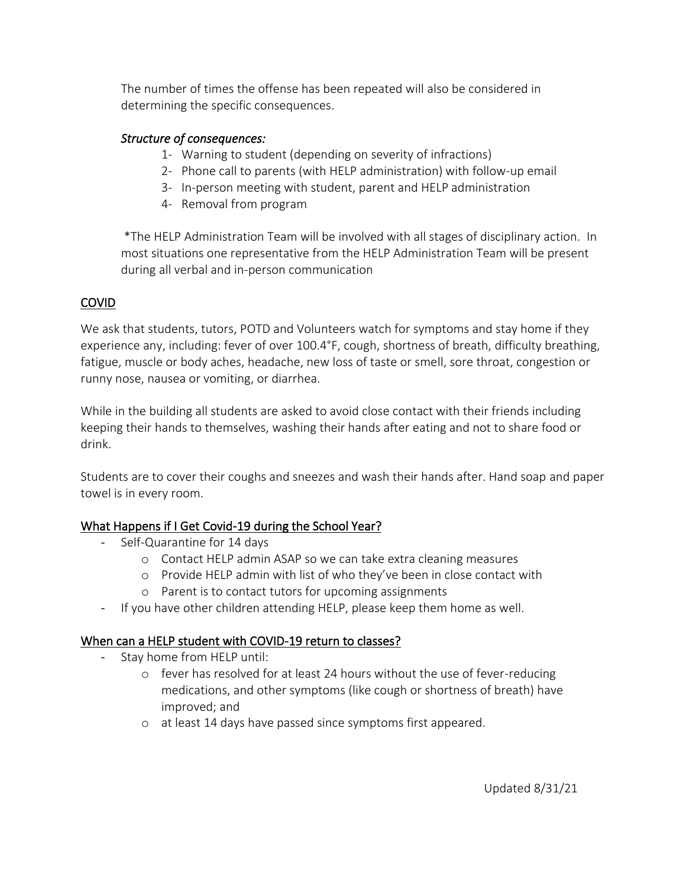The number of times the offense has been repeated will also be considered in determining the specific consequences.

### *Structure of consequences:*

1- Warning to student (depending on severity of infractions)
2- Phone call to parents (with HELP administration) with follow-up email
3- In-person meeting with student, parent and HELP administration
4- Removal from program

*The HELP Administration Team will be involved with all stages of disciplinary action. In most situations one representative from the HELP Administration Team will be present during all verbal and in-person communication

## COVID

We ask that students, tutors, POTD and Volunteers watch for symptoms and stay home if they experience any, including: fever of over 100.4°F, cough, shortness of breath, difficulty breathing, fatigue, muscle or body aches, headache, new loss of taste or smell, sore throat, congestion or runny nose, nausea or vomiting, or diarrhea.

While in the building all students are asked to avoid close contact with their friends including keeping their hands to themselves, washing their hands after eating and not to share food or drink.

Students are to cover their coughs and sneezes and wash their hands after. Hand soap and paper towel is in every room.

### What Happens if I Get Covid-19 during the School Year?

- Self-Quarantine for 14 days
  - Contact HELP admin ASAP so we can take extra cleaning measures
  - Provide HELP admin with list of who they've been in close contact with
  - Parent is to contact tutors for upcoming assignments
- If you have other children attending HELP, please keep them home as well.

### When can a HELP student with COVID-19 return to classes?

- Stay home from HELP until:
  - fever has resolved for at least 24 hours without the use of fever-reducing medications, and other symptoms (like cough or shortness of breath) have improved; and
  - at least 14 days have passed since symptoms first appeared.

Updated 8/31/21